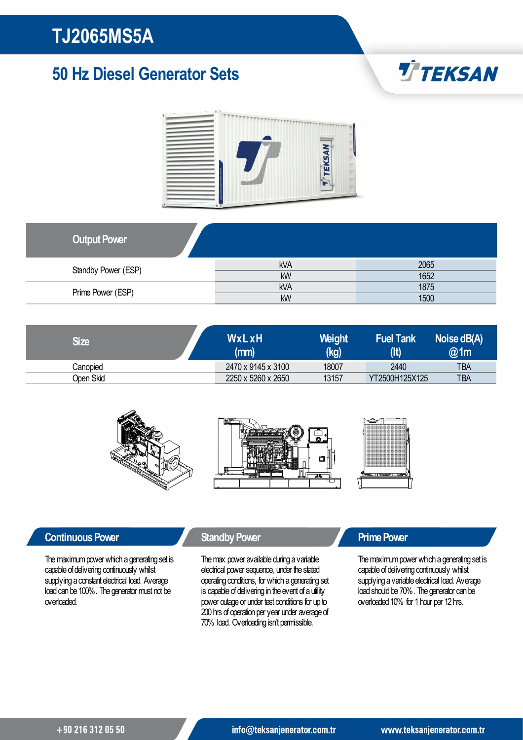# TJ2065MS5A

## 50 Hz Diesel Generator Sets

TEKSAN

| Output Power | | |
|---|---|---|
| Standby Power (ESP) | kVA | 2065 |
| | kW | 1652 |
| Prime Power (ESP) | kVA | 1875 |
| | kW | 1500 |

| Size | WxLxH (mm) | Weight (kg) | Fuel Tank (lt) | Noise dB(A) @1m |
|---|---|---|---|---|
| Canopied | 2470 x 9145 x 3100 | 18007 | 2440 | TBA |
| Open Skid | 2250 x 5260 x 2650 | 13157 | YT2500H125X125 | TBA |

### Continuous Power

The maximum power which a generating set is capable of delivering continuously whilst supplying a constant electrical load. Average load can be 100%. The generator must not be overloaded.

### Standby Power

The max power available during a variable electrical power sequence, under the stated operating conditions, for which a generating set is capable of delivering in the event of a utility power outage or under test conditions for up to 200 hrs of operation per year under average of 70% load. Overloading isn't permissible.

### Prime Power

The maximum power which a generating set is capable of delivering continuously whilst supplying a variable electrical load. Average load should be 70%. The generator can be overloaded 10% for 1 hour per 12 hrs.

+90 216 312 05 50 info@teksanjenerator.com.tr www.teksanjenerator.com.tr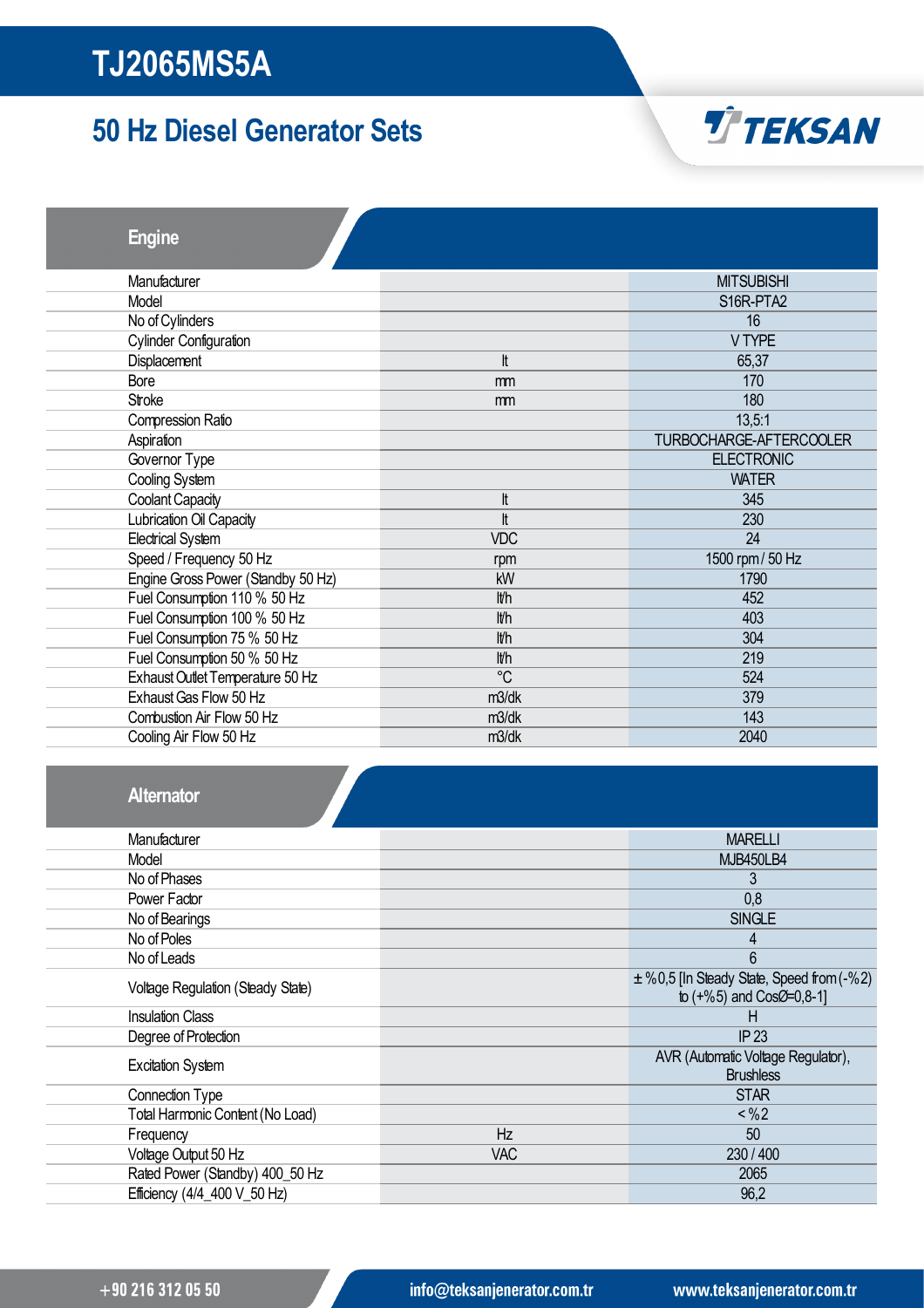# TJ2065MS5A

## 50 Hz Diesel Generator Sets

TEKSAN

### Engine

| | | |
|---|---|---|
| Manufacturer | | MITSUBISHI |
| Model | | S16R-PTA2 |
| No of Cylinders | | 16 |
| Cylinder Configuration | | V TYPE |
| Displacement | lt | 65,37 |
| Bore | mm | 170 |
| Stroke | mm | 180 |
| Compression Ratio | | 13,5:1 |
| Aspiration | | TURBOCHARGE-AFTERCOOLER |
| Governor Type | | ELECTRONIC |
| Cooling System | | WATER |
| Coolant Capacity | lt | 345 |
| Lubrication Oil Capacity | lt | 230 |
| Electrical System | VDC | 24 |
| Speed / Frequency 50 Hz | rpm | 1500 rpm / 50 Hz |
| Engine Gross Power (Standby 50 Hz) | kW | 1790 |
| Fuel Consumption 110 % 50 Hz | lt/h | 452 |
| Fuel Consumption 100 % 50 Hz | lt/h | 403 |
| Fuel Consumption 75 % 50 Hz | lt/h | 304 |
| Fuel Consumption 50 % 50 Hz | lt/h | 219 |
| Exhaust Outlet Temperature 50 Hz | °C | 524 |
| Exhaust Gas Flow 50 Hz | m3/dk | 379 |
| Combustion Air Flow 50 Hz | m3/dk | 143 |
| Cooling Air Flow 50 Hz | m3/dk | 2040 |

### Alternator

| | | |
|---|---|---|
| Manufacturer | | MARELLI |
| Model | | MJB450LB4 |
| No of Phases | | 3 |
| Power Factor | | 0,8 |
| No of Bearings | | SINGLE |
| No of Poles | | 4 |
| No of Leads | | 6 |
| Voltage Regulation (Steady State) | | ± %0,5 [In Steady State, Speed from (-%2) to (+%5) and CosØ=0,8-1] |
| Insulation Class | | H |
| Degree of Protection | | IP 23 |
| Excitation System | | AVR (Automatic Voltage Regulator), Brushless |
| Connection Type | | STAR |
| Total Harmonic Content (No Load) | | < %2 |
| Frequency | Hz | 50 |
| Voltage Output 50 Hz | VAC | 230 / 400 |
| Rated Power (Standby) 400_50 Hz | | 2065 |
| Efficiency (4/4_400 V_50 Hz) | | 96,2 |

+90 216 312 05 50 | info@teksanjenerator.com.tr | www.teksanjenerator.com.tr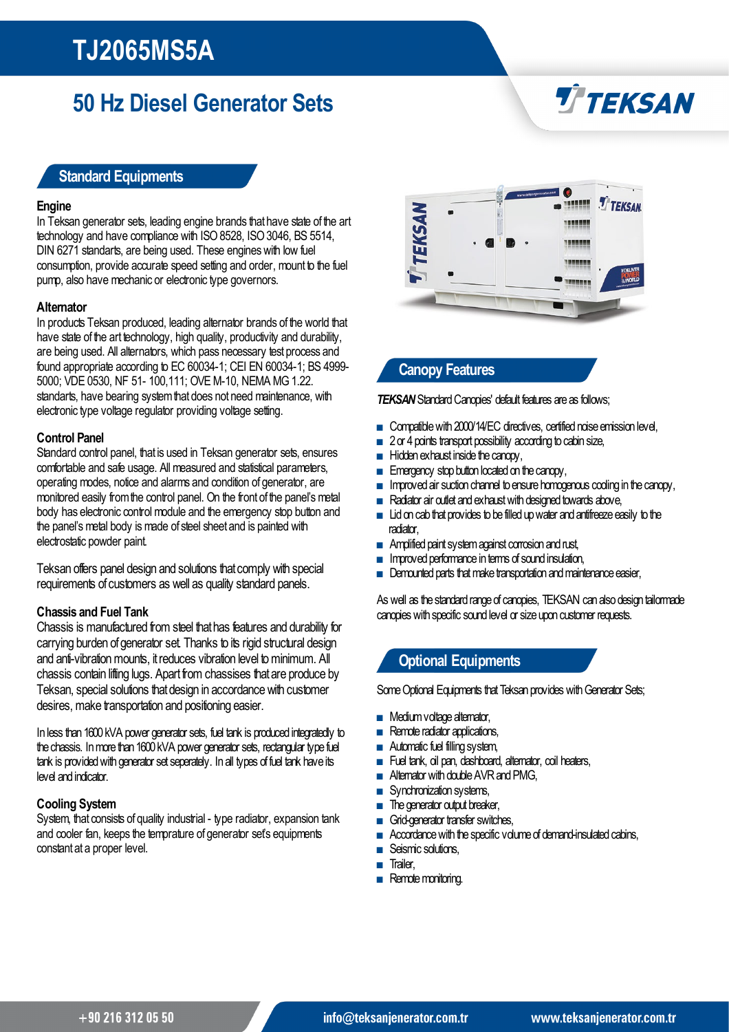# TJ2065MS5A

## 50 Hz Diesel Generator Sets

## Standard Equipments

### Engine

In Teksan generator sets, leading engine brands that have state of the art technology and have compliance with ISO 8528, ISO 3046, BS 5514, DIN 6271 standarts, are being used. These engines with low fuel consumption, provide accurate speed setting and order, mount to the fuel pump, also have mechanic or electronic type governors.

### Alternator

In products Teksan produced, leading alternator brands of the world that have state of the art technology, high quality, productivity and durability, are being used. All alternators, which pass necessary test process and found appropriate according to EC 60034-1; CEI EN 60034-1; BS 4999-5000; VDE 0530, NF 51- 100,111; OVE M-10, NEMA MG 1.22. standarts, have bearing system that does not need maintenance, with electronic type voltage regulator providing voltage setting.

### Control Panel

Standard control panel, that is used in Teksan generator sets, ensures comfortable and safe usage. All measured and statistical parameters, operating modes, notice and alarms and condition of generator, are monitored easily from the control panel. On the front of the panel's metal body has electronic control module and the emergency stop button and the panel's metal body is made of steel sheet and is painted with electrostatic powder paint.

Teksan offers panel design and solutions that comply with special requirements of customers as well as quality standard panels.

### Chassis and Fuel Tank

Chassis is manufactured from steel that has features and durability for carrying burden of generator set. Thanks to its rigid structural design and anti-vibration mounts, it reduces vibration level to minimum. All chassis contain lifting lugs. Apart from chassises that are produce by Teksan, special solutions that design in accordance with customer desires, make transportation and positioning easier.

In less than 1600 kVA power generator sets, fuel tank is produced integratedly to the chassis. In more than 1600 kVA power generator sets, rectangular type fuel tank is provided with generator set seperately. In all types of fuel tank have its level and indicator.

### Cooling System

System, that consists of quality industrial - type radiator, expansion tank and cooler fan, keeps the temprature of generator set's equipments constant at a proper level.

## Canopy Features

***TEKSAN*** Standard Canopies' default features are as follows;

- Compatible with 2000/14/EC directives, certified noise emission level,
- 2 or 4 points transport possibility according to cabin size,
- Hidden exhaust inside the canopy,
- Emergency stop button located on the canopy,
- Improved air suction channel to ensure homogenous cooling in the canopy,
- Radiator air outlet and exhaust with designed towards above,
- Lid on cab that provides to be filled up water and antifreeze easily to the radiator,
- Amplified paint system against corrosion and rust,
- Improved performance in terms of sound insulation,
- Demounted parts that make transportation and maintenance easier,

As well as the standard range of canopies, TEKSAN can also design tailormade canopies with specific sound level or size upon customer requests.

## Optional Equipments

Some Optional Equipments that Teksan provides with Generator Sets;

- Medium voltage alternator,
- Remote radiator applications,
- Automatic fuel filling system,
- Fuel tank, oil pan, dashboard, alternator, coil heaters,
- Alternator with double AVR and PMG,
- Synchronization systems,
- The generator output breaker,
- Grid-generator transfer switches,
- Accordance with the specific volume of demand-insulated cabins,
- Seismic solutions,
- Trailer,
- Remote monitoring.

+90 216 312 05 50 info@teksanjenerator.com.tr www.teksanjenerator.com.tr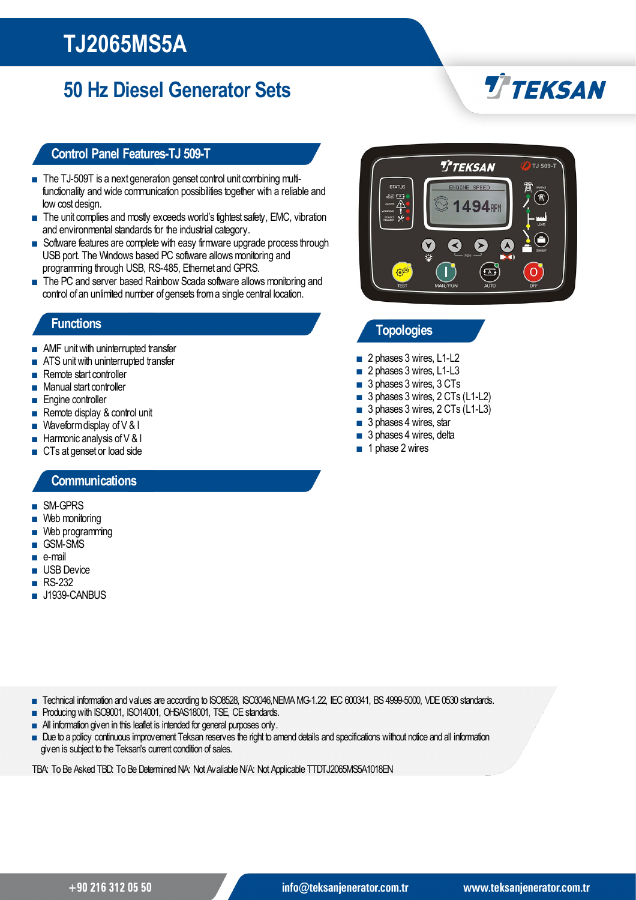# TJ2065MS5A

## 50 Hz Diesel Generator Sets

### Control Panel Features-TJ 509-T

- The TJ-509T is a next generation genset control unit combining multi-functionality and wide communication possibilities together with a reliable and low cost design.
- The unit complies and mostly exceeds world's tightest safety, EMC, vibration and environmental standards for the industrial category.
- Software features are complete with easy firmware upgrade process through USB port. The Windows based PC software allows monitoring and programming through USB, RS-485, Ethernet and GPRS.
- The PC and server based Rainbow Scada software allows monitoring and control of an unlimited number of gensets from a single central location.

### Functions

- AMF unit with uninterrupted transfer
- ATS unit with uninterrupted transfer
- Remote start controller
- Manual start controller
- Engine controller
- Remote display & control unit
- Waveform display of V & I
- Harmonic analysis of V & I
- CTs at genset or load side

### Communications

- SM-GPRS
- Web monitoring
- Web programming
- GSM-SMS
- e-mail
- USB Device
- RS-232
- J1939-CANBUS

### Topologies

- 2 phases 3 wires, L1-L2
- 2 phases 3 wires, L1-L3
- 3 phases 3 wires, 3 CTs
- 3 phases 3 wires, 2 CTs (L1-L2)
- 3 phases 3 wires, 2 CTs (L1-L3)
- 3 phases 4 wires, star
- 3 phases 4 wires, delta
- 1 phase 2 wires

- Technical information and values are according to ISO8528, ISO3046,NEMA MG-1.22, IEC 600341, BS 4999-5000, VDE 0530 standards.
- Producing with ISO9001, ISO14001, OHSAS18001, TSE, CE standards.
- All information given in this leaflet is intended for general purposes only.
- Due to a policy continuous improvement Teksan reserves the right to amend details and specifications without notice and all information given is subject to the Teksan's current condition of sales.

TBA: To Be Asked TBD: To Be Determined NA: Not Avaliable N/A: Not Applicable TTDTJ2065MS5A1018EN

+90 216 312 05 50 | info@teksanjenerator.com.tr | www.teksanjenerator.com.tr